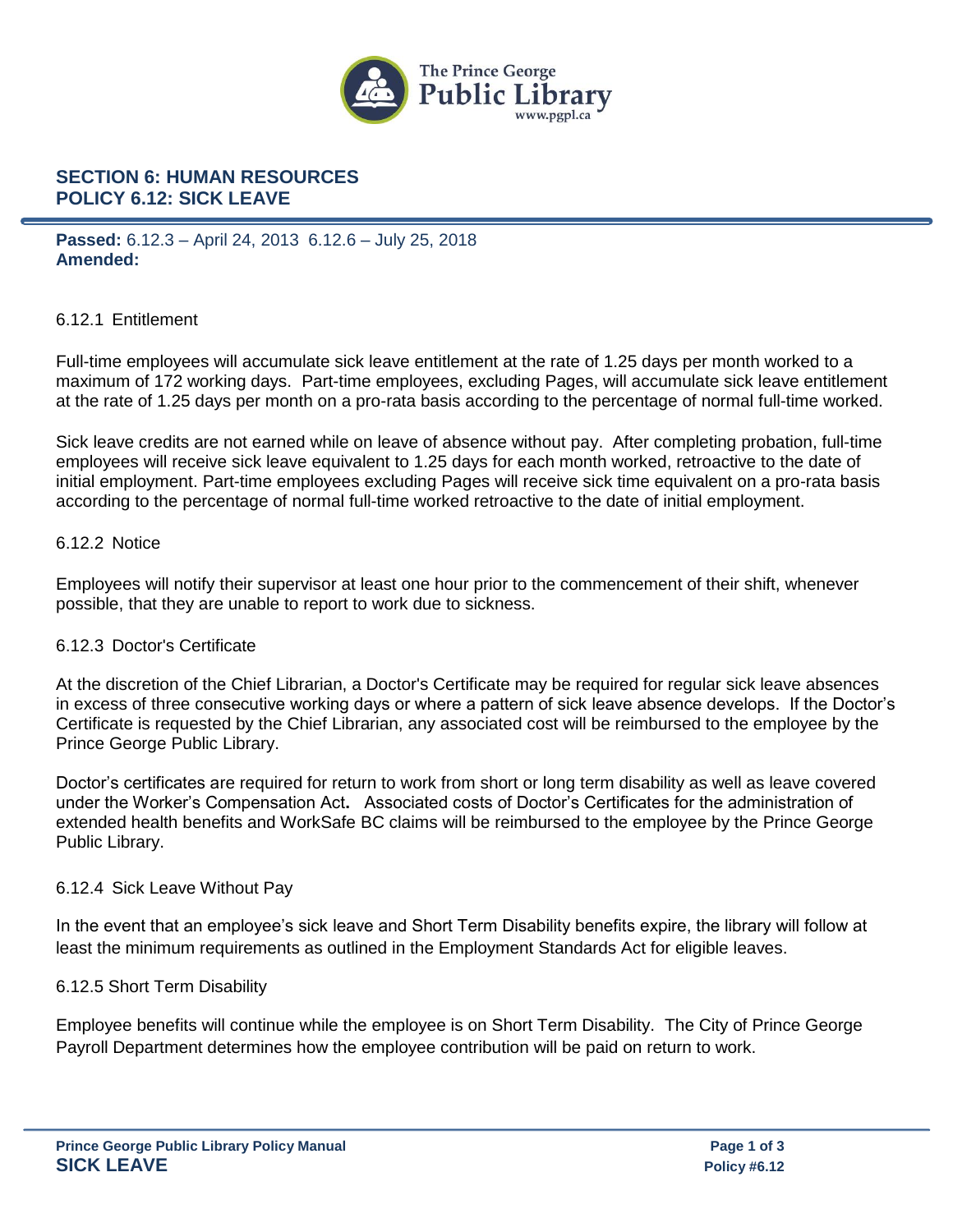## SECTION 6: HUMAN RESOURCES
## POLICY 6.12: SICK LEAVE

**Passed:** 6.12.3 – April 24, 2013 6.12.6 – July 25, 2018
**Amended:**

6.12.1 Entitlement

Full-time employees will accumulate sick leave entitlement at the rate of 1.25 days per month worked to a maximum of 172 working days. Part-time employees, excluding Pages, will accumulate sick leave entitlement at the rate of 1.25 days per month on a pro-rata basis according to the percentage of normal full-time worked.

Sick leave credits are not earned while on leave of absence without pay. After completing probation, full-time employees will receive sick leave equivalent to 1.25 days for each month worked, retroactive to the date of initial employment. Part-time employees excluding Pages will receive sick time equivalent on a pro-rata basis according to the percentage of normal full-time worked retroactive to the date of initial employment.

6.12.2 Notice

Employees will notify their supervisor at least one hour prior to the commencement of their shift, whenever possible, that they are unable to report to work due to sickness.

6.12.3 Doctor's Certificate

At the discretion of the Chief Librarian, a Doctor's Certificate may be required for regular sick leave absences in excess of three consecutive working days or where a pattern of sick leave absence develops. If the Doctor's Certificate is requested by the Chief Librarian, any associated cost will be reimbursed to the employee by the Prince George Public Library.

Doctor's certificates are required for return to work from short or long term disability as well as leave covered under the Worker's Compensation Act**.** Associated costs of Doctor's Certificates for the administration of extended health benefits and WorkSafe BC claims will be reimbursed to the employee by the Prince George Public Library.

6.12.4 Sick Leave Without Pay

In the event that an employee's sick leave and Short Term Disability benefits expire, the library will follow at least the minimum requirements as outlined in the Employment Standards Act for eligible leaves.

6.12.5 Short Term Disability

Employee benefits will continue while the employee is on Short Term Disability. The City of Prince George Payroll Department determines how the employee contribution will be paid on return to work.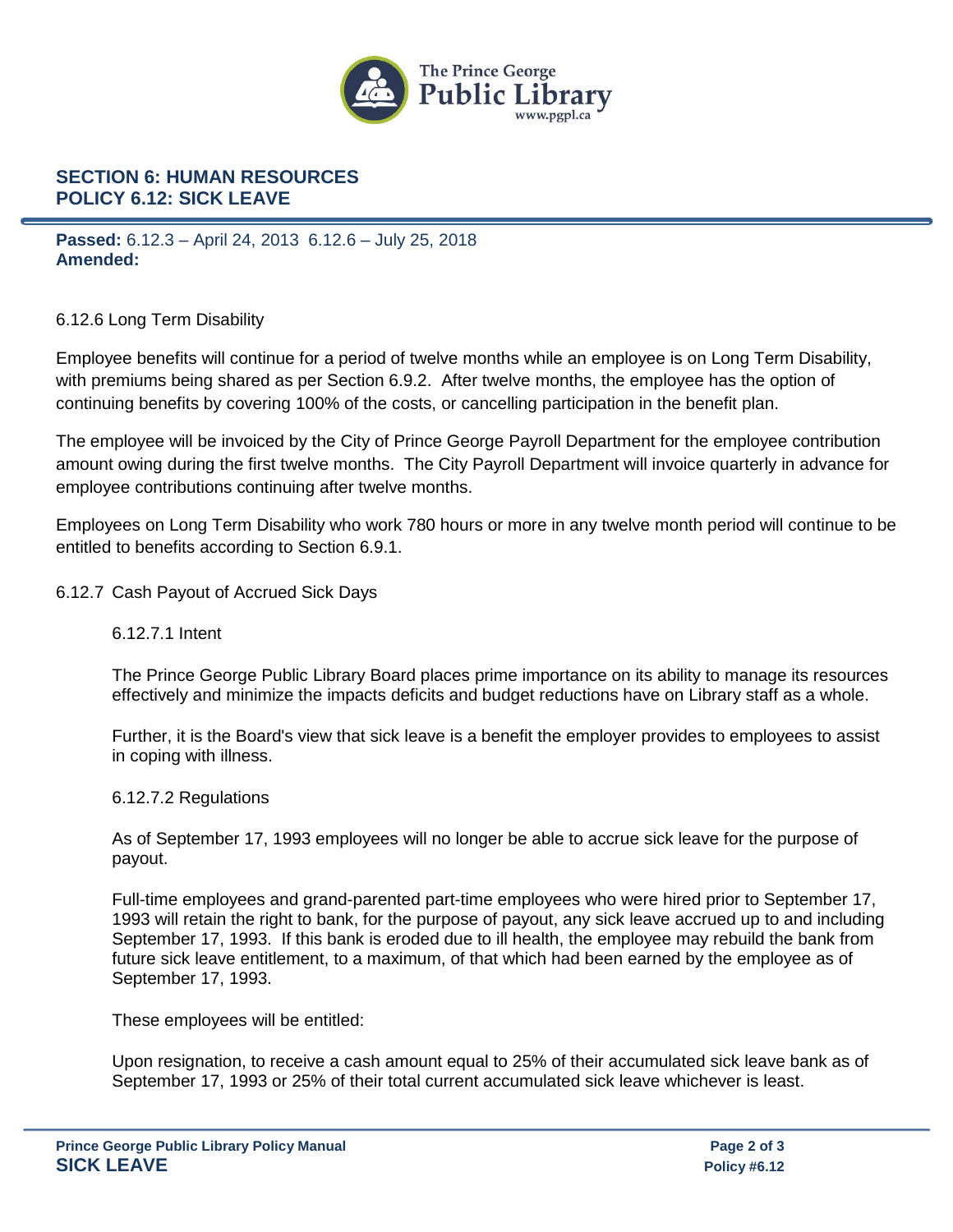## SECTION 6: HUMAN RESOURCES
## POLICY 6.12: SICK LEAVE

**Passed:** 6.12.3 – April 24, 2013  6.12.6 – July 25, 2018
**Amended:**

6.12.6 Long Term Disability

Employee benefits will continue for a period of twelve months while an employee is on Long Term Disability, with premiums being shared as per Section 6.9.2. After twelve months, the employee has the option of continuing benefits by covering 100% of the costs, or cancelling participation in the benefit plan.

The employee will be invoiced by the City of Prince George Payroll Department for the employee contribution amount owing during the first twelve months. The City Payroll Department will invoice quarterly in advance for employee contributions continuing after twelve months.

Employees on Long Term Disability who work 780 hours or more in any twelve month period will continue to be entitled to benefits according to Section 6.9.1.

6.12.7 Cash Payout of Accrued Sick Days

6.12.7.1 Intent

The Prince George Public Library Board places prime importance on its ability to manage its resources effectively and minimize the impacts deficits and budget reductions have on Library staff as a whole.

Further, it is the Board's view that sick leave is a benefit the employer provides to employees to assist in coping with illness.

6.12.7.2 Regulations

As of September 17, 1993 employees will no longer be able to accrue sick leave for the purpose of payout.

Full-time employees and grand-parented part-time employees who were hired prior to September 17, 1993 will retain the right to bank, for the purpose of payout, any sick leave accrued up to and including September 17, 1993. If this bank is eroded due to ill health, the employee may rebuild the bank from future sick leave entitlement, to a maximum, of that which had been earned by the employee as of September 17, 1993.

These employees will be entitled:

Upon resignation, to receive a cash amount equal to 25% of their accumulated sick leave bank as of September 17, 1993 or 25% of their total current accumulated sick leave whichever is least.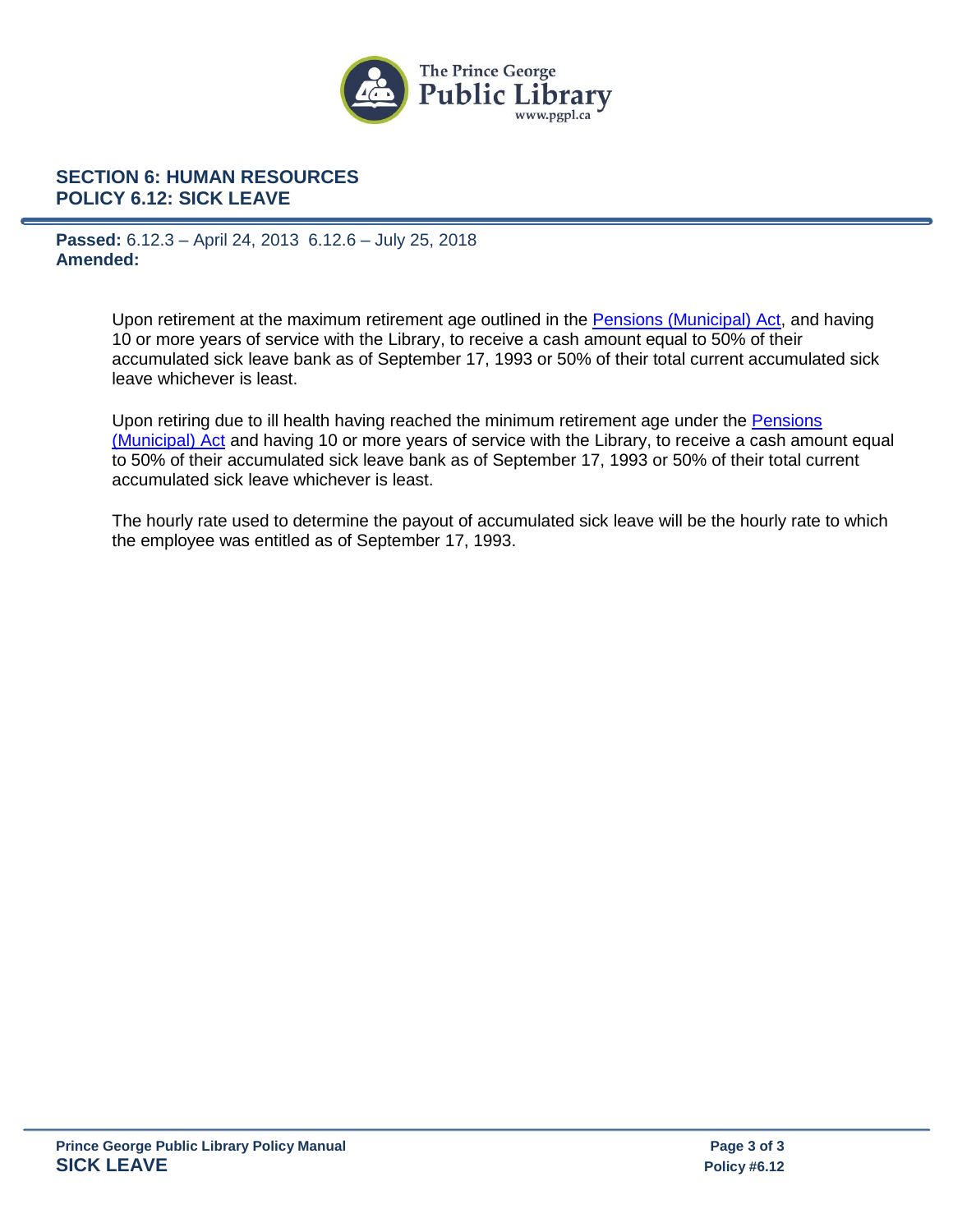## SECTION 6: HUMAN RESOURCES
## POLICY 6.12: SICK LEAVE

**Passed:** 6.12.3 – April 24, 2013 6.12.6 – July 25, 2018
**Amended:**

Upon retirement at the maximum retirement age outlined in the Pensions (Municipal) Act, and having 10 or more years of service with the Library, to receive a cash amount equal to 50% of their accumulated sick leave bank as of September 17, 1993 or 50% of their total current accumulated sick leave whichever is least.

Upon retiring due to ill health having reached the minimum retirement age under the Pensions (Municipal) Act and having 10 or more years of service with the Library, to receive a cash amount equal to 50% of their accumulated sick leave bank as of September 17, 1993 or 50% of their total current accumulated sick leave whichever is least.

The hourly rate used to determine the payout of accumulated sick leave will be the hourly rate to which the employee was entitled as of September 17, 1993.